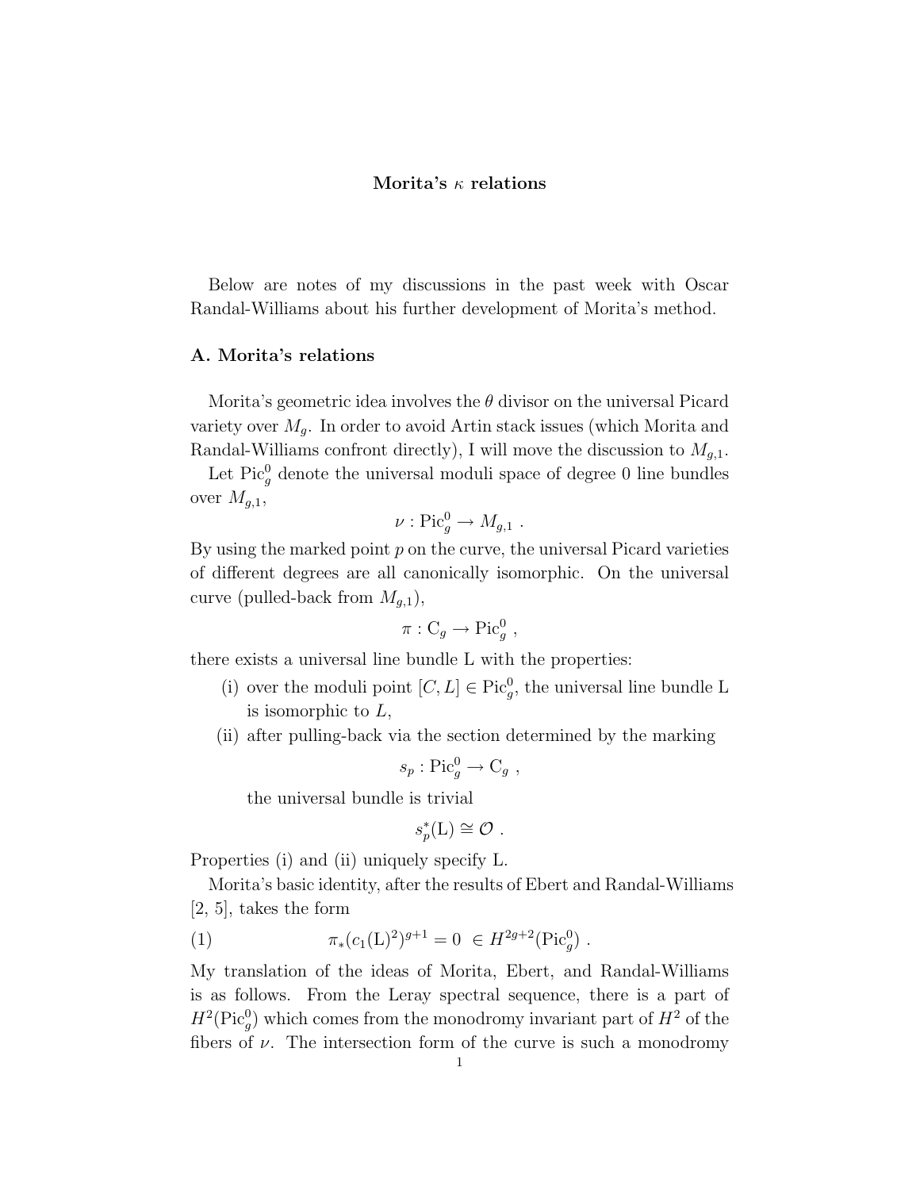# Morita's $\kappa$ relations

Below are notes of my discussions in the past week with Oscar Randal-Williams about his further development of Morita's method.

## A. Morita's relations

Morita's geometric idea involves the $\theta$ divisor on the universal Picard variety over $M_g$. In order to avoid Artin stack issues (which Morita and Randal-Williams confront directly), I will move the discussion to $M_{g,1}$.

Let $\mathrm{Pic}^0_g$ denote the universal moduli space of degree 0 line bundles over $M_{g,1}$,

$$\nu : \mathrm{Pic}^0_g \to M_{g,1} \ .$$

By using the marked point $p$ on the curve, the universal Picard varieties of different degrees are all canonically isomorphic. On the universal curve (pulled-back from $M_{g,1}$),

$$\pi : \mathrm{C}_g \to \mathrm{Pic}^0_g \ ,$$

there exists a universal line bundle $\mathrm{L}$ with the properties:

(i) over the moduli point $[C, L] \in \mathrm{Pic}^0_g$, the universal line bundle $\mathrm{L}$ is isomorphic to $L$,

(ii) after pulling-back via the section determined by the marking

$$s_p : \mathrm{Pic}^0_g \to \mathrm{C}_g \ ,$$

the universal bundle is trivial

$$s_p^*(\mathrm{L}) \cong \mathcal{O} \ .$$

Properties (i) and (ii) uniquely specify $\mathrm{L}$.

Morita's basic identity, after the results of Ebert and Randal-Williams [2, 5], takes the form

$$\pi_*(c_1(\mathrm{L})^2)^{g+1} = 0 \ \in H^{2g+2}(\mathrm{Pic}^0_g) \ . \tag{1}$$

My translation of the ideas of Morita, Ebert, and Randal-Williams is as follows. From the Leray spectral sequence, there is a part of $H^2(\mathrm{Pic}^0_g)$ which comes from the monodromy invariant part of $H^2$ of the fibers of $\nu$. The intersection form of the curve is such a monodromy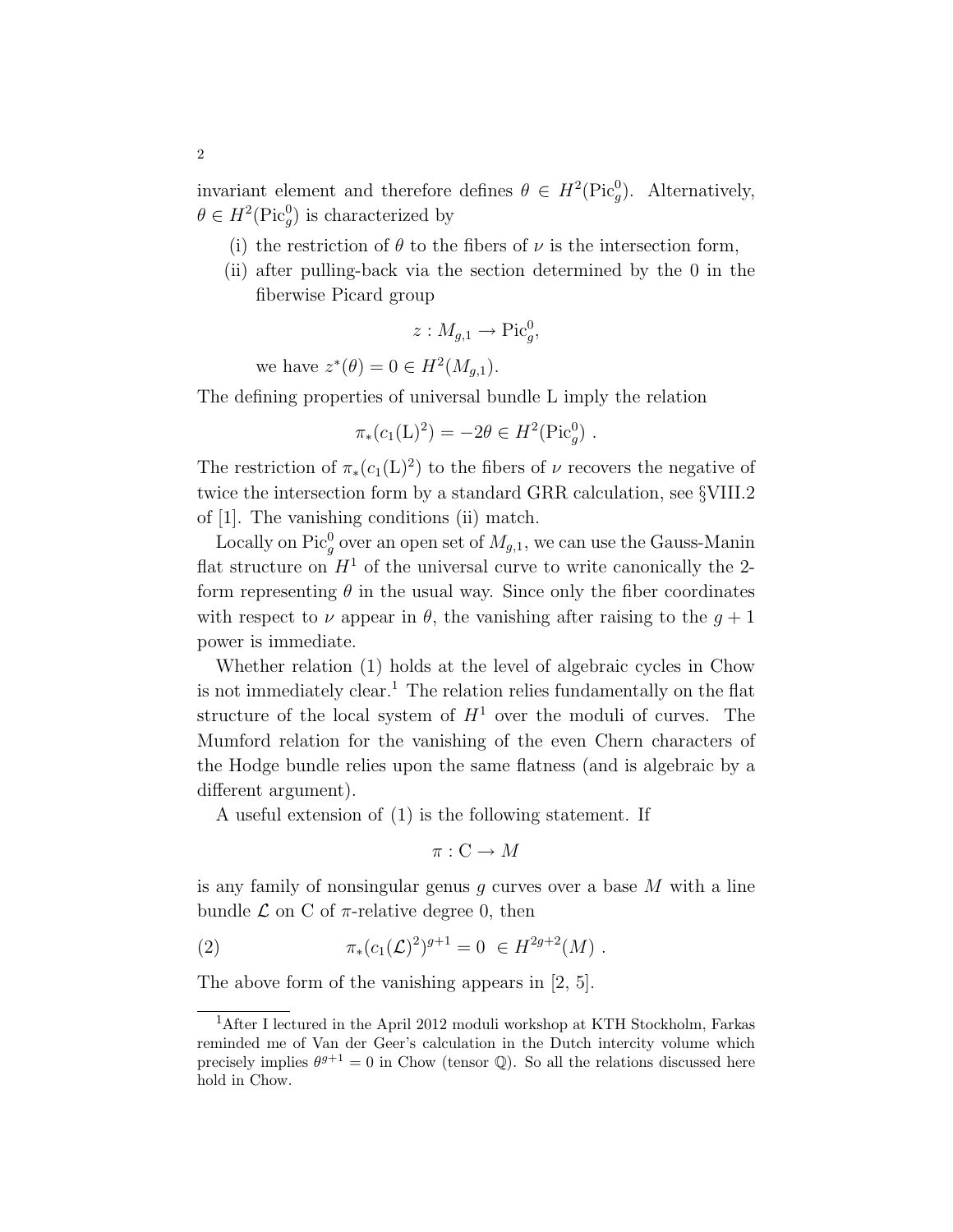invariant element and therefore defines $\theta \in H^2(\mathrm{Pic}^0_g)$. Alternatively, $\theta \in H^2(\mathrm{Pic}^0_g)$ is characterized by

(i) the restriction of $\theta$ to the fibers of $\nu$ is the intersection form,

(ii) after pulling-back via the section determined by the 0 in the fiberwise Picard group

$$z : M_{g,1} \to \mathrm{Pic}^0_g,$$

we have $z^*(\theta) = 0 \in H^2(M_{g,1})$.

The defining properties of universal bundle L imply the relation

$$\pi_*(c_1(\mathrm{L})^2) = -2\theta \in H^2(\mathrm{Pic}^0_g) \; .$$

The restriction of $\pi_*(c_1(\mathrm{L})^2)$ to the fibers of $\nu$ recovers the negative of twice the intersection form by a standard GRR calculation, see §VIII.2 of [1]. The vanishing conditions (ii) match.

Locally on $\mathrm{Pic}^0_g$ over an open set of $M_{g,1}$, we can use the Gauss-Manin flat structure on $H^1$ of the universal curve to write canonically the 2-form representing $\theta$ in the usual way. Since only the fiber coordinates with respect to $\nu$ appear in $\theta$, the vanishing after raising to the $g+1$ power is immediate.

Whether relation (1) holds at the level of algebraic cycles in Chow is not immediately clear.[1] The relation relies fundamentally on the flat structure of the local system of $H^1$ over the moduli of curves. The Mumford relation for the vanishing of the even Chern characters of the Hodge bundle relies upon the same flatness (and is algebraic by a different argument).

A useful extension of (1) is the following statement. If

$$\pi : \mathrm{C} \to M$$

is any family of nonsingular genus $g$ curves over a base $M$ with a line bundle $\mathcal{L}$ on C of $\pi$-relative degree 0, then

$$\pi_*(c_1(\mathcal{L})^2)^{g+1} = 0 \; \in H^{2g+2}(M) \; . \tag{2}$$

The above form of the vanishing appears in [2, 5].

---

[1] After I lectured in the April 2012 moduli workshop at KTH Stockholm, Farkas reminded me of Van der Geer's calculation in the Dutch intercity volume which precisely implies $\theta^{g+1} = 0$ in Chow (tensor $\mathbb{Q}$). So all the relations discussed here hold in Chow.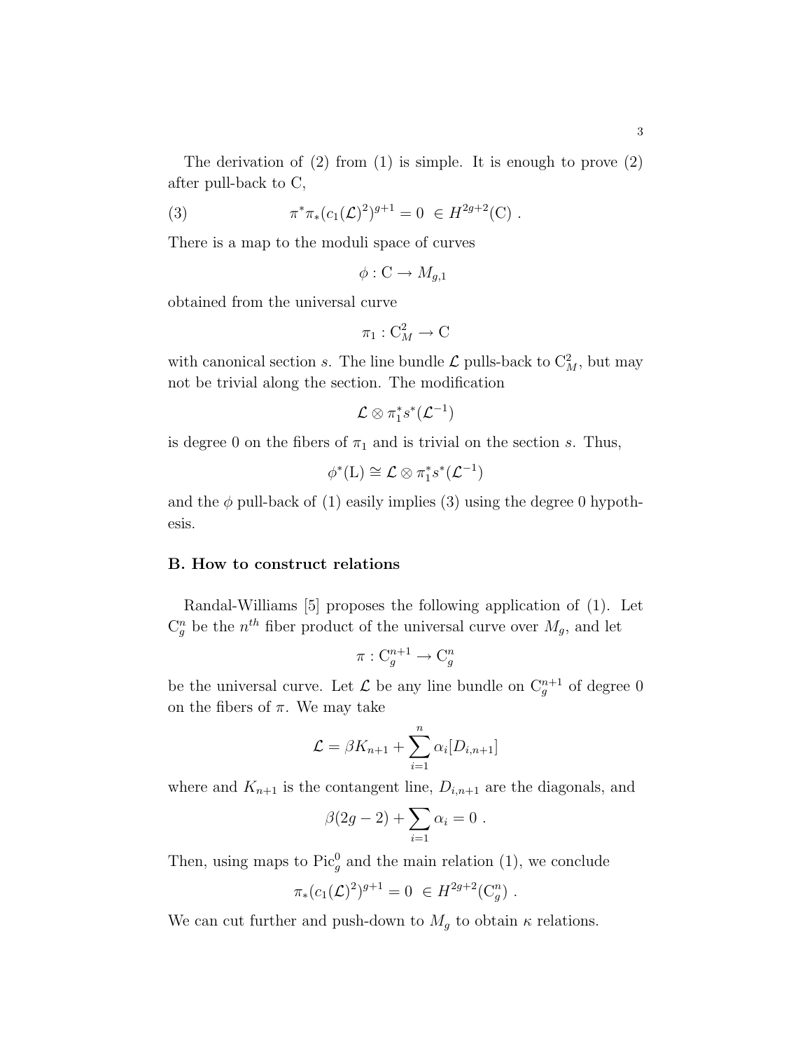The derivation of (2) from (1) is simple. It is enough to prove (2) after pull-back to C,

$$\pi^*\pi_*(c_1(\mathcal{L})^2)^{g+1} = 0 \ \in H^{2g+2}(\mathrm{C}) \ . \tag{3}$$

There is a map to the moduli space of curves

$$\phi : \mathrm{C} \to M_{g,1}$$

obtained from the universal curve

$$\pi_1 : \mathrm{C}^2_M \to \mathrm{C}$$

with canonical section $s$. The line bundle $\mathcal{L}$ pulls-back to $\mathrm{C}^2_M$, but may not be trivial along the section. The modification

$$\mathcal{L} \otimes \pi_1^* s^*(\mathcal{L}^{-1})$$

is degree 0 on the fibers of $\pi_1$ and is trivial on the section $s$. Thus,

$$\phi^*(\mathrm{L}) \cong \mathcal{L} \otimes \pi_1^* s^*(\mathcal{L}^{-1})$$

and the $\phi$ pull-back of (1) easily implies (3) using the degree 0 hypothesis.

**B. How to construct relations**

Randal-Williams [5] proposes the following application of (1). Let $\mathrm{C}^n_g$ be the $n^{th}$ fiber product of the universal curve over $M_g$, and let

$$\pi : \mathrm{C}^{n+1}_g \to \mathrm{C}^n_g$$

be the universal curve. Let $\mathcal{L}$ be any line bundle on $\mathrm{C}^{n+1}_g$ of degree 0 on the fibers of $\pi$. We may take

$$\mathcal{L} = \beta K_{n+1} + \sum_{i=1}^{n} \alpha_i [D_{i,n+1}]$$

where and $K_{n+1}$ is the contangent line, $D_{i,n+1}$ are the diagonals, and

$$\beta(2g-2) + \sum_{i=1} \alpha_i = 0 \ .$$

Then, using maps to $\mathrm{Pic}^0_g$ and the main relation (1), we conclude

$$\pi_*(c_1(\mathcal{L})^2)^{g+1} = 0 \ \in H^{2g+2}(\mathrm{C}^n_g) \ .$$

We can cut further and push-down to $M_g$ to obtain $\kappa$ relations.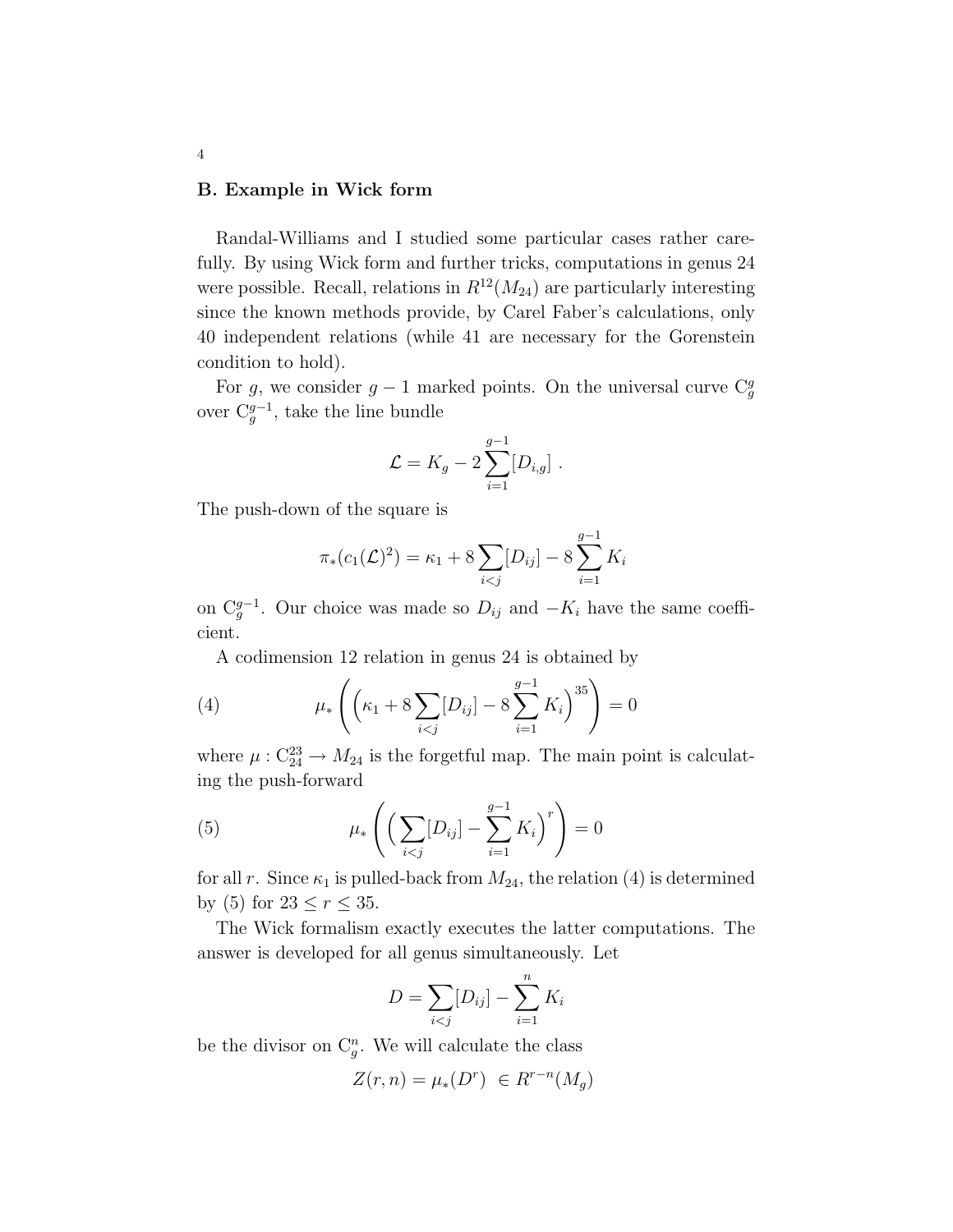### B. Example in Wick form

Randal-Williams and I studied some particular cases rather carefully. By using Wick form and further tricks, computations in genus 24 were possible. Recall, relations in $R^{12}(M_{24})$ are particularly interesting since the known methods provide, by Carel Faber's calculations, only 40 independent relations (while 41 are necessary for the Gorenstein condition to hold).

For $g$, we consider $g-1$ marked points. On the universal curve $\mathrm{C}_g^g$ over $\mathrm{C}_g^{g-1}$, take the line bundle

$$\mathcal{L} = K_g - 2\sum_{i=1}^{g-1}[D_{i,g}] \ .$$

The push-down of the square is

$$\pi_*(c_1(\mathcal{L})^2) = \kappa_1 + 8\sum_{i<j}[D_{ij}] - 8\sum_{i=1}^{g-1} K_i$$

on $\mathrm{C}_g^{g-1}$. Our choice was made so $D_{ij}$ and $-K_i$ have the same coefficient.

A codimension 12 relation in genus 24 is obtained by

$$\mu_*\left(\left(\kappa_1 + 8\sum_{i<j}[D_{ij}] - 8\sum_{i=1}^{g-1} K_i\right)^{35}\right) = 0 \tag{4}$$

where $\mu : \mathrm{C}_{24}^{23} \to M_{24}$ is the forgetful map. The main point is calculating the push-forward

$$\mu_*\left(\left(\sum_{i<j}[D_{ij}] - \sum_{i=1}^{g-1} K_i\right)^{r}\right) = 0 \tag{5}$$

for all $r$. Since $\kappa_1$ is pulled-back from $M_{24}$, the relation (4) is determined by (5) for $23 \leq r \leq 35$.

The Wick formalism exactly executes the latter computations. The answer is developed for all genus simultaneously. Let

$$D = \sum_{i<j}[D_{ij}] - \sum_{i=1}^{n} K_i$$

be the divisor on $\mathrm{C}_g^n$. We will calculate the class

$$Z(r,n) = \mu_*(D^r) \ \in R^{r-n}(M_g)$$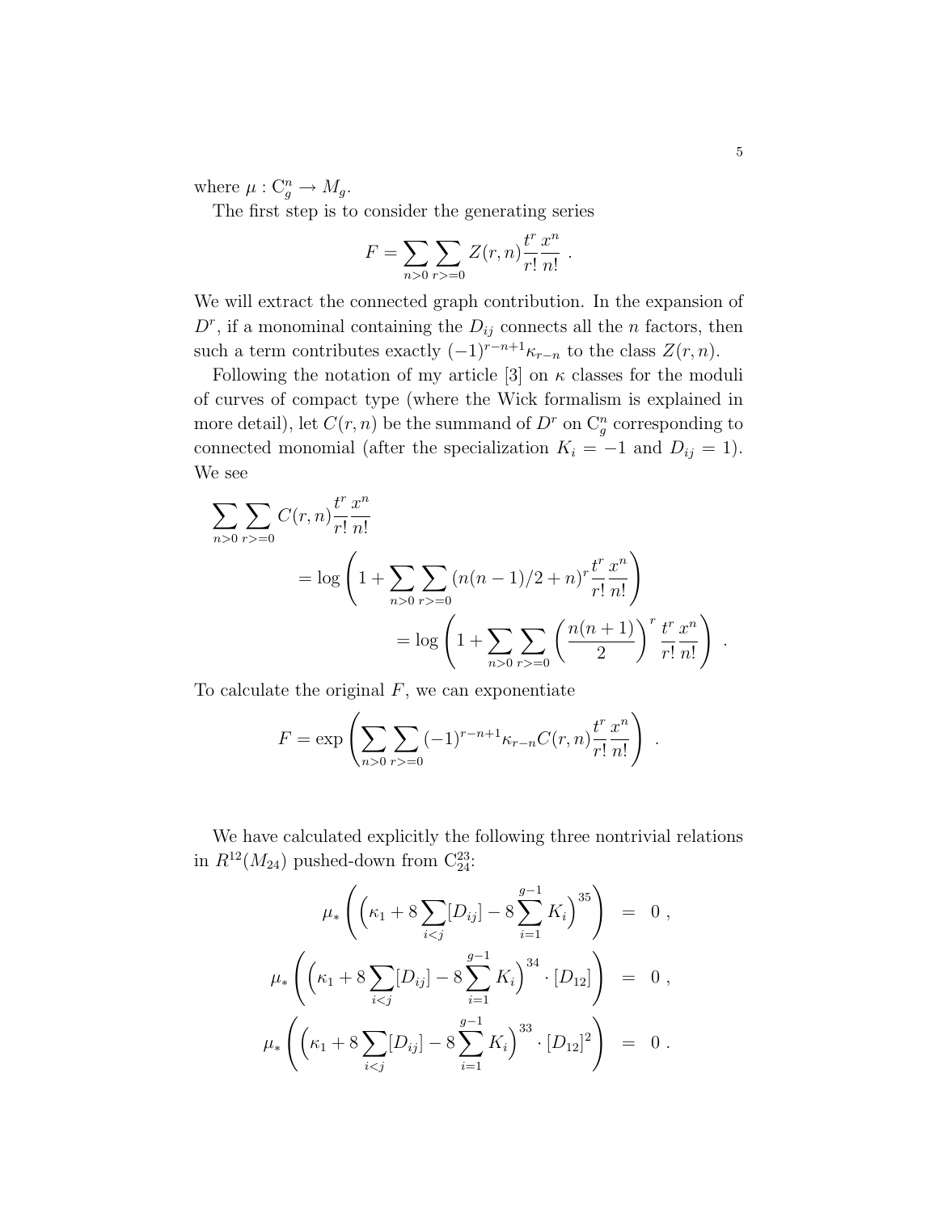where $\mu : \mathrm{C}_g^n \to M_g$.

The first step is to consider the generating series

$$F = \sum_{n>0} \sum_{r>=0} Z(r,n) \frac{t^r}{r!} \frac{x^n}{n!} \ .$$

We will extract the connected graph contribution. In the expansion of $D^r$, if a monominal containing the $D_{ij}$ connects all the $n$ factors, then such a term contributes exactly $(-1)^{r-n+1}\kappa_{r-n}$ to the class $Z(r,n)$.

Following the notation of my article [3] on $\kappa$ classes for the moduli of curves of compact type (where the Wick formalism is explained in more detail), let $C(r,n)$ be the summand of $D^r$ on $\mathrm{C}_g^n$ corresponding to connected monomial (after the specialization $K_i = -1$ and $D_{ij} = 1$). We see

$$\begin{aligned}
&\sum_{n>0} \sum_{r>=0} C(r,n) \frac{t^r}{r!} \frac{x^n}{n!} \\
&\qquad = \log \left( 1 + \sum_{n>0} \sum_{r>=0} (n(n-1)/2 + n)^r \frac{t^r}{r!} \frac{x^n}{n!} \right) \\
&\qquad\qquad = \log \left( 1 + \sum_{n>0} \sum_{r>=0} \left( \frac{n(n+1)}{2} \right)^r \frac{t^r}{r!} \frac{x^n}{n!} \right) \ .
\end{aligned}$$

To calculate the original $F$, we can exponentiate

$$F = \exp \left( \sum_{n>0} \sum_{r>=0} (-1)^{r-n+1} \kappa_{r-n} C(r,n) \frac{t^r}{r!} \frac{x^n}{n!} \right) \ .$$

We have calculated explicitly the following three nontrivial relations in $R^{12}(M_{24})$ pushed-down from $\mathrm{C}_{24}^{23}$:

$$\begin{aligned}
\mu_* \left( \left( \kappa_1 + 8 \sum_{i<j} [D_{ij}] - 8 \sum_{i=1}^{g-1} K_i \right)^{35} \right) &= 0 \ , \\
\mu_* \left( \left( \kappa_1 + 8 \sum_{i<j} [D_{ij}] - 8 \sum_{i=1}^{g-1} K_i \right)^{34} \cdot [D_{12}] \right) &= 0 \ , \\
\mu_* \left( \left( \kappa_1 + 8 \sum_{i<j} [D_{ij}] - 8 \sum_{i=1}^{g-1} K_i \right)^{33} \cdot [D_{12}]^2 \right) &= 0 \ .
\end{aligned}$$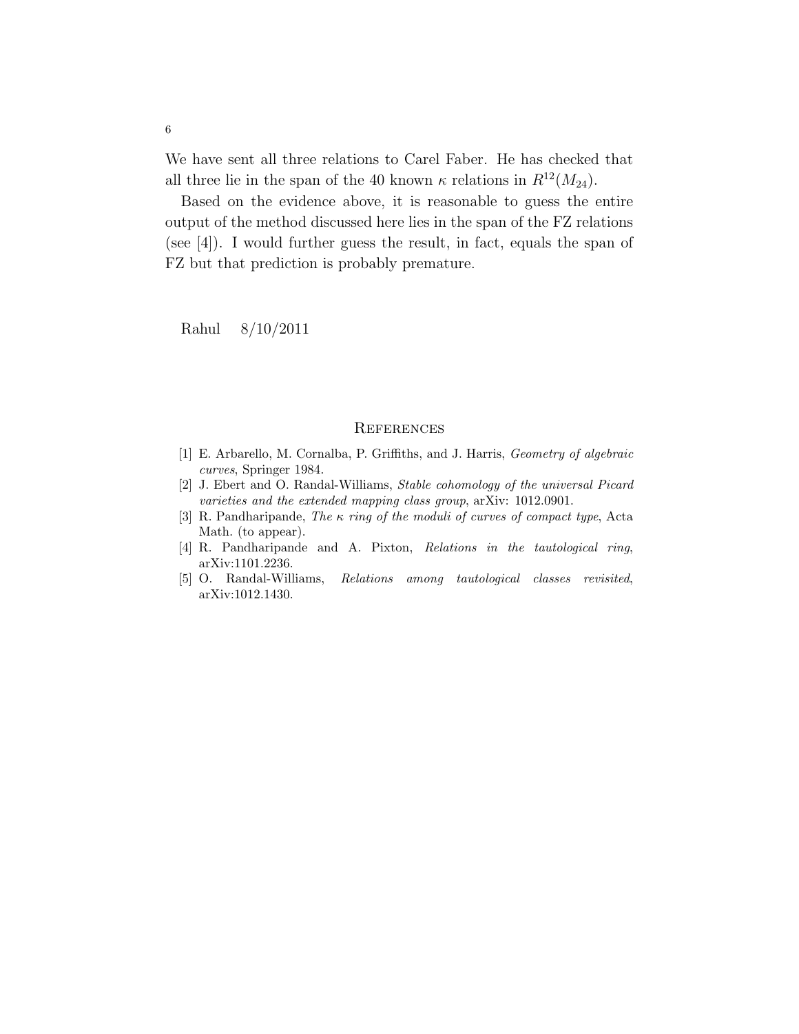We have sent all three relations to Carel Faber. He has checked that all three lie in the span of the 40 known $\kappa$ relations in $R^{12}(M_{24})$.

Based on the evidence above, it is reasonable to guess the entire output of the method discussed here lies in the span of the FZ relations (see [4]). I would further guess the result, in fact, equals the span of FZ but that prediction is probably premature.

Rahul    8/10/2011

## References

[1] E. Arbarello, M. Cornalba, P. Griffiths, and J. Harris, *Geometry of algebraic curves*, Springer 1984.

[2] J. Ebert and O. Randal-Williams, *Stable cohomology of the universal Picard varieties and the extended mapping class group*, arXiv: 1012.0901.

[3] R. Pandharipande, *The $\kappa$ ring of the moduli of curves of compact type*, Acta Math. (to appear).

[4] R. Pandharipande and A. Pixton, *Relations in the tautological ring*, arXiv:1101.2236.

[5] O. Randal-Williams, *Relations among tautological classes revisited*, arXiv:1012.1430.